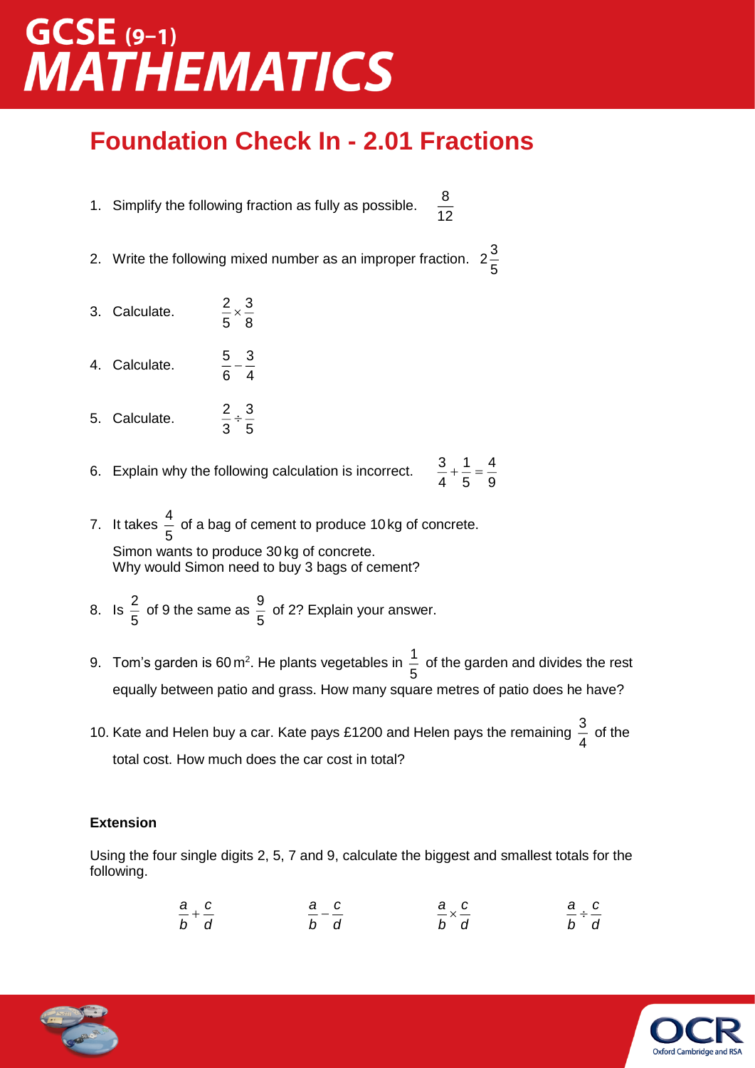# GCSE (9–1) MATHEMATICS

## Foundation Check In - 2.01 Fractions

1. Simplify the following fraction as fully as possible. $\frac{8}{12}$

2. Write the following mixed number as an improper fraction. $2\frac{3}{5}$

3. Calculate. $\frac{2}{5} \times \frac{3}{8}$

4. Calculate. $\frac{5}{6} - \frac{3}{4}$

5. Calculate. $\frac{2}{3} \div \frac{3}{5}$

6. Explain why the following calculation is incorrect. $\frac{3}{4} + \frac{1}{5} = \frac{4}{9}$

7. It takes $\frac{4}{5}$ of a bag of cement to produce 10 kg of concrete.
   Simon wants to produce 30 kg of concrete.
   Why would Simon need to buy 3 bags of cement?

8. Is $\frac{2}{5}$ of 9 the same as $\frac{9}{5}$ of 2? Explain your answer.

9. Tom's garden is 60 $m^2$. He plants vegetables in $\frac{1}{5}$ of the garden and divides the rest equally between patio and grass. How many square metres of patio does he have?

10. Kate and Helen buy a car. Kate pays £1200 and Helen pays the remaining $\frac{3}{4}$ of the total cost. How much does the car cost in total?

**Extension**

Using the four single digits 2, 5, 7 and 9, calculate the biggest and smallest totals for the following.

$$\frac{a}{b} + \frac{c}{d} \qquad \frac{a}{b} - \frac{c}{d} \qquad \frac{a}{b} \times \frac{c}{d} \qquad \frac{a}{b} \div \frac{c}{d}$$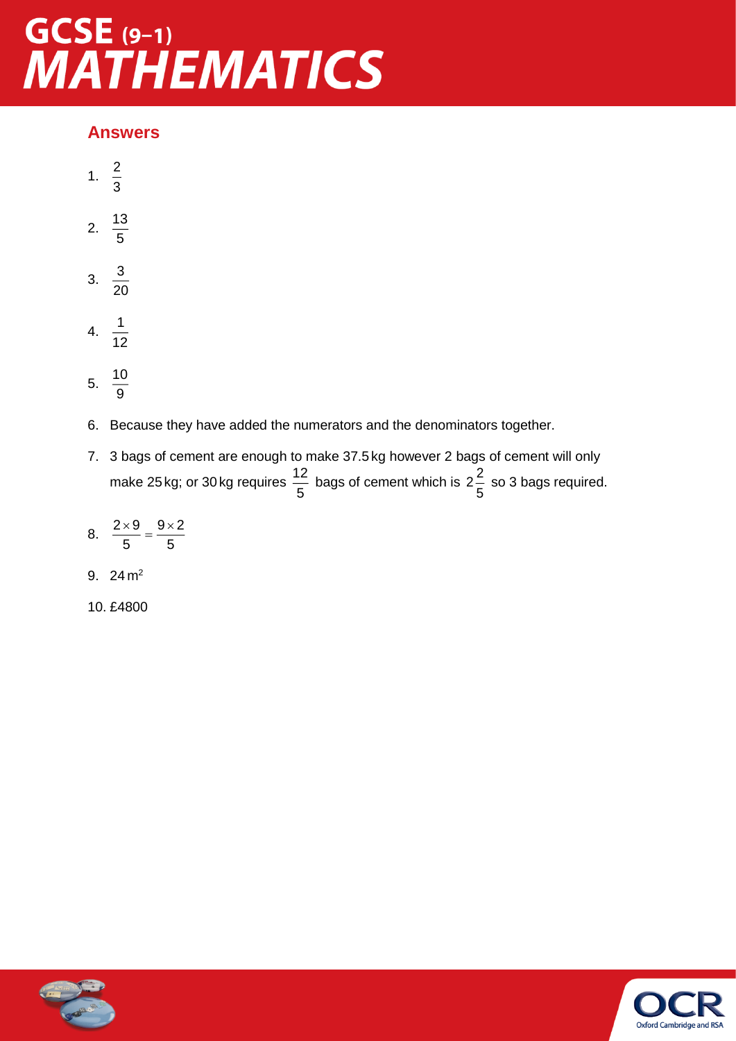## Answers

1. $\frac{2}{3}$

2. $\frac{13}{5}$

3. $\frac{3}{20}$

4. $\frac{1}{12}$

5. $\frac{10}{9}$

6. Because they have added the numerators and the denominators together.

7. 3 bags of cement are enough to make 37.5 kg however 2 bags of cement will only make 25 kg; or 30 kg requires $\frac{12}{5}$ bags of cement which is $2\frac{2}{5}$ so 3 bags required.

8. $\frac{2\times 9}{5}=\frac{9\times 2}{5}$

9. $24\,\text{m}^2$

10. £4800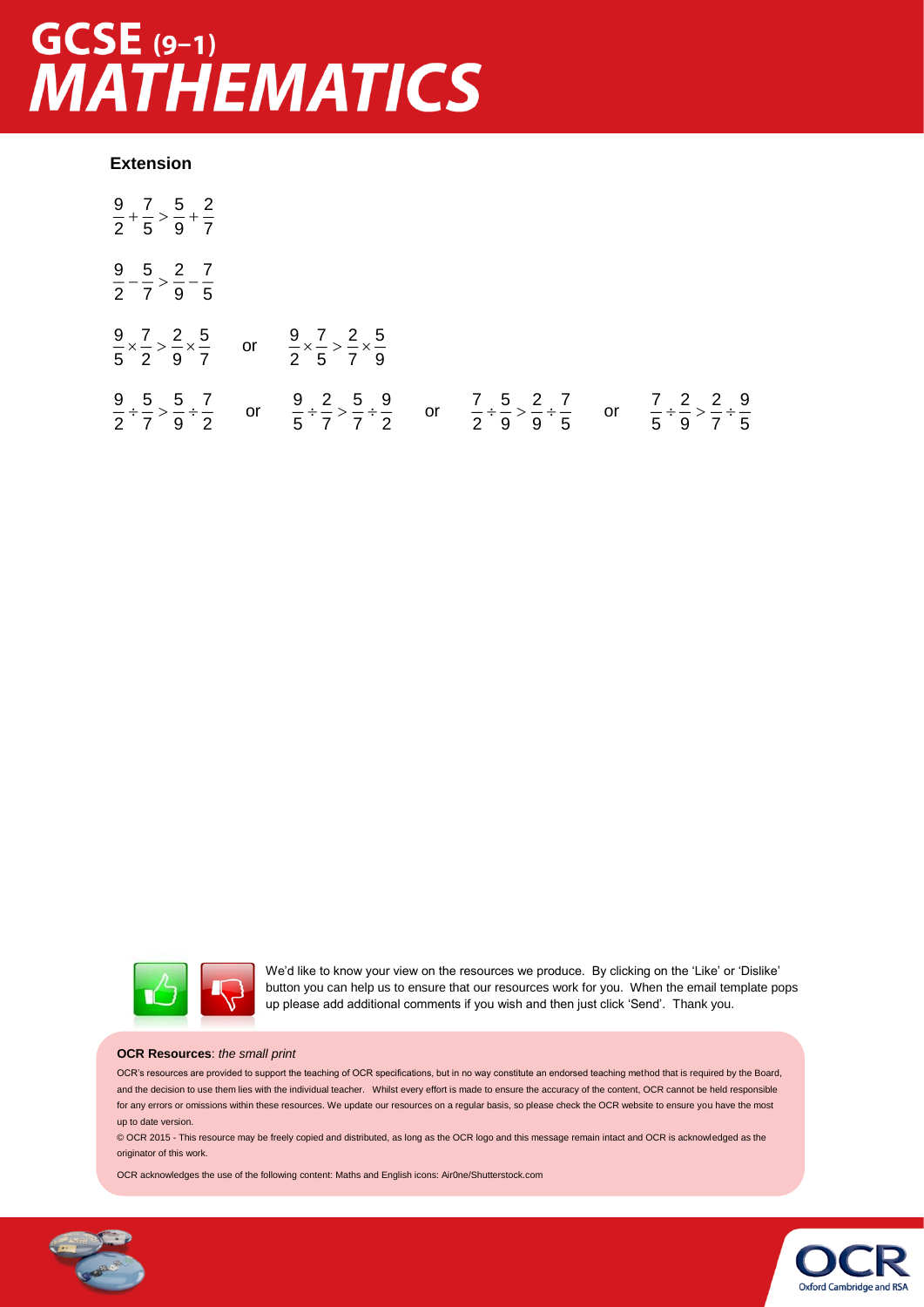**Extension**

$$\frac{9}{2}+\frac{7}{5}>\frac{5}{9}+\frac{2}{7}$$

$$\frac{9}{2}-\frac{5}{7}>\frac{2}{9}-\frac{7}{5}$$

$$\frac{9}{5}\times\frac{7}{2}>\frac{2}{9}\times\frac{5}{7} \quad \text{or} \quad \frac{9}{2}\times\frac{7}{5}>\frac{2}{7}\times\frac{5}{9}$$

$$\frac{9}{2}\div\frac{5}{7}>\frac{5}{9}\div\frac{7}{2} \quad \text{or} \quad \frac{9}{5}\div\frac{2}{7}>\frac{5}{7}\div\frac{9}{2} \quad \text{or} \quad \frac{7}{2}\div\frac{5}{9}>\frac{2}{9}\div\frac{7}{5} \quad \text{or} \quad \frac{7}{5}\div\frac{2}{9}>\frac{2}{7}\div\frac{9}{5}$$

We'd like to know your view on the resources we produce. By clicking on the 'Like' or 'Dislike' button you can help us to ensure that our resources work for you. When the email template pops up please add additional comments if you wish and then just click 'Send'. Thank you.

**OCR Resources**: *the small print*

OCR's resources are provided to support the teaching of OCR specifications, but in no way constitute an endorsed teaching method that is required by the Board, and the decision to use them lies with the individual teacher. Whilst every effort is made to ensure the accuracy of the content, OCR cannot be held responsible for any errors or omissions within these resources. We update our resources on a regular basis, so please check the OCR website to ensure you have the most up to date version.

© OCR 2015 - This resource may be freely copied and distributed, as long as the OCR logo and this message remain intact and OCR is acknowledged as the originator of this work.

OCR acknowledges the use of the following content: Maths and English icons: Air0ne/Shutterstock.com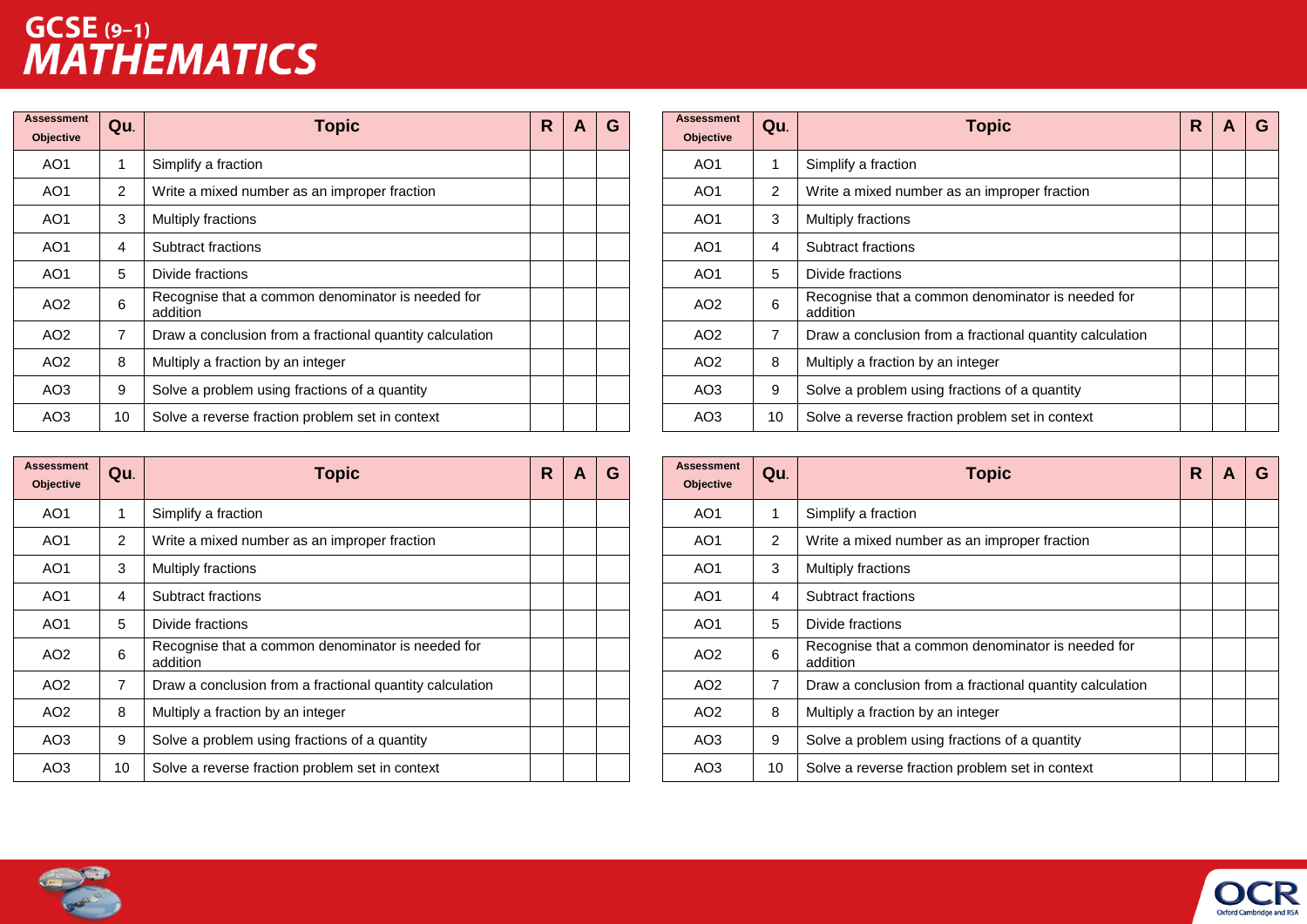# GCSE (9–1) MATHEMATICS

| Assessment Objective | Qu. | Topic | R | A | G |
|---|---|---|---|---|---|
| AO1 | 1 | Simplify a fraction | | | |
| AO1 | 2 | Write a mixed number as an improper fraction | | | |
| AO1 | 3 | Multiply fractions | | | |
| AO1 | 4 | Subtract fractions | | | |
| AO1 | 5 | Divide fractions | | | |
| AO2 | 6 | Recognise that a common denominator is needed for addition | | | |
| AO2 | 7 | Draw a conclusion from a fractional quantity calculation | | | |
| AO2 | 8 | Multiply a fraction by an integer | | | |
| AO3 | 9 | Solve a problem using fractions of a quantity | | | |
| AO3 | 10 | Solve a reverse fraction problem set in context | | | |

| Assessment Objective | Qu. | Topic | R | A | G |
|---|---|---|---|---|---|
| AO1 | 1 | Simplify a fraction | | | |
| AO1 | 2 | Write a mixed number as an improper fraction | | | |
| AO1 | 3 | Multiply fractions | | | |
| AO1 | 4 | Subtract fractions | | | |
| AO1 | 5 | Divide fractions | | | |
| AO2 | 6 | Recognise that a common denominator is needed for addition | | | |
| AO2 | 7 | Draw a conclusion from a fractional quantity calculation | | | |
| AO2 | 8 | Multiply a fraction by an integer | | | |
| AO3 | 9 | Solve a problem using fractions of a quantity | | | |
| AO3 | 10 | Solve a reverse fraction problem set in context | | | |

| Assessment Objective | Qu. | Topic | R | A | G |
|---|---|---|---|---|---|
| AO1 | 1 | Simplify a fraction | | | |
| AO1 | 2 | Write a mixed number as an improper fraction | | | |
| AO1 | 3 | Multiply fractions | | | |
| AO1 | 4 | Subtract fractions | | | |
| AO1 | 5 | Divide fractions | | | |
| AO2 | 6 | Recognise that a common denominator is needed for addition | | | |
| AO2 | 7 | Draw a conclusion from a fractional quantity calculation | | | |
| AO2 | 8 | Multiply a fraction by an integer | | | |
| AO3 | 9 | Solve a problem using fractions of a quantity | | | |
| AO3 | 10 | Solve a reverse fraction problem set in context | | | |

| Assessment Objective | Qu. | Topic | R | A | G |
|---|---|---|---|---|---|
| AO1 | 1 | Simplify a fraction | | | |
| AO1 | 2 | Write a mixed number as an improper fraction | | | |
| AO1 | 3 | Multiply fractions | | | |
| AO1 | 4 | Subtract fractions | | | |
| AO1 | 5 | Divide fractions | | | |
| AO2 | 6 | Recognise that a common denominator is needed for addition | | | |
| AO2 | 7 | Draw a conclusion from a fractional quantity calculation | | | |
| AO2 | 8 | Multiply a fraction by an integer | | | |
| AO3 | 9 | Solve a problem using fractions of a quantity | | | |
| AO3 | 10 | Solve a reverse fraction problem set in context | | | |

OCR Oxford Cambridge and RSA